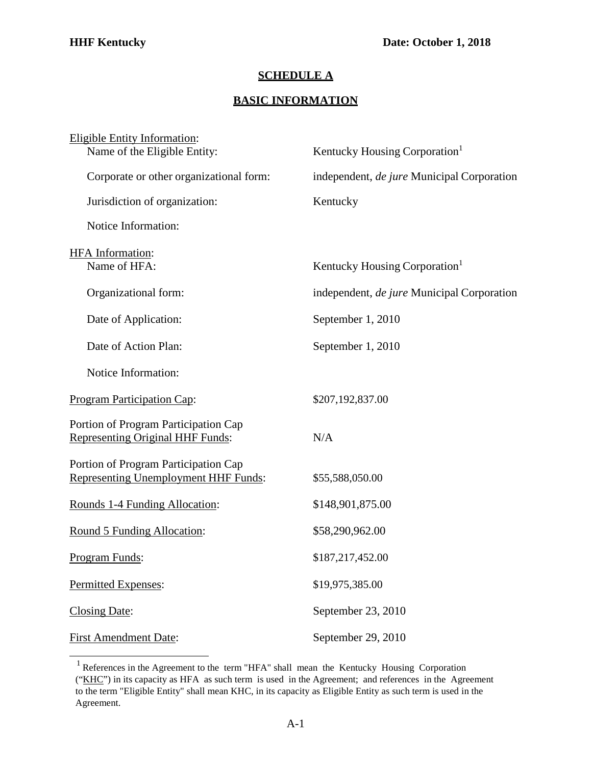**HHF Kentucky** **Date: October 1, 2018**

## SCHEDULE A

## BASIC INFORMATION

| | |
|---|---|
| Eligible Entity Information: | |
| Name of the Eligible Entity: | Kentucky Housing Corporation[1] |
| Corporate or other organizational form: | independent, *de jure* Municipal Corporation |
| Jurisdiction of organization: | Kentucky |
| Notice Information: | |
| HFA Information: | |
| Name of HFA: | Kentucky Housing Corporation[1] |
| Organizational form: | independent, *de jure* Municipal Corporation |
| Date of Application: | September 1, 2010 |
| Date of Action Plan: | September 1, 2010 |
| Notice Information: | |
| Program Participation Cap: | $207,192,837.00 |
| Portion of Program Participation Cap Representing Original HHF Funds: | N/A |
| Portion of Program Participation Cap Representing Unemployment HHF Funds: | $55,588,050.00 |
| Rounds 1-4 Funding Allocation: | $148,901,875.00 |
| Round 5 Funding Allocation: | $58,290,962.00 |
| Program Funds: | $187,217,452.00 |
| Permitted Expenses: | $19,975,385.00 |
| Closing Date: | September 23, 2010 |
| First Amendment Date: | September 29, 2010 |

[1] References in the Agreement to the term "HFA" shall mean the Kentucky Housing Corporation ("KHC") in its capacity as HFA as such term is used in the Agreement; and references in the Agreement to the term "Eligible Entity" shall mean KHC, in its capacity as Eligible Entity as such term is used in the Agreement.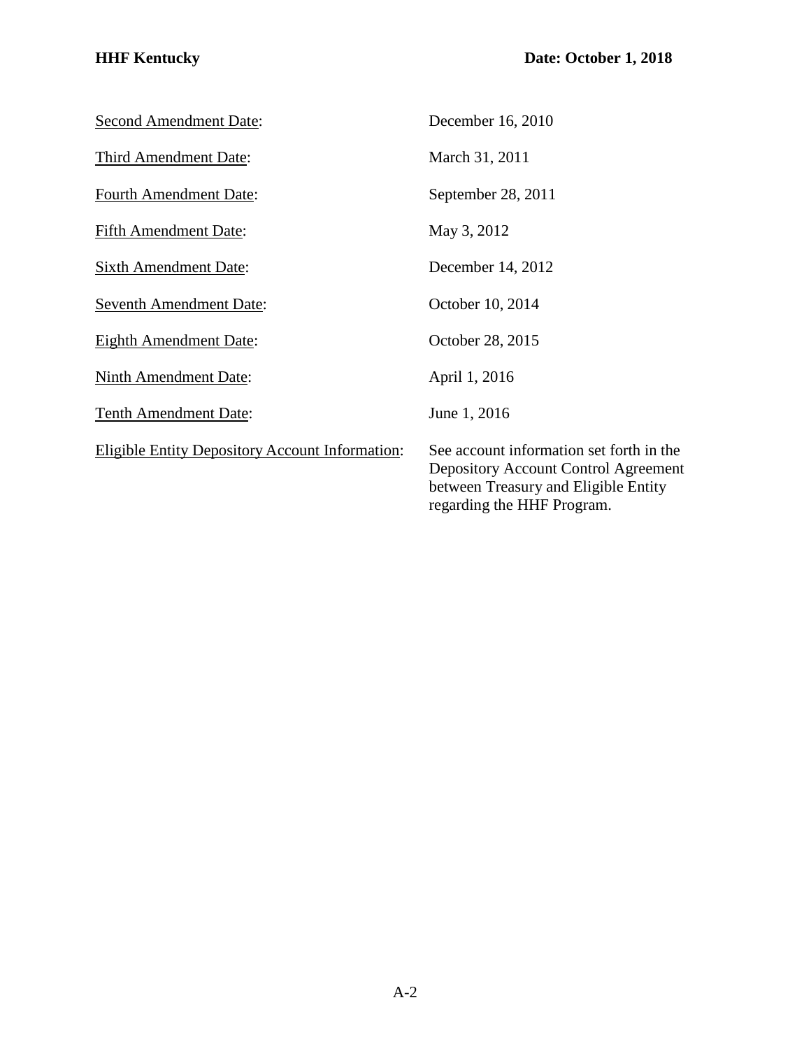| | |
|---|---|
| Second Amendment Date: | December 16, 2010 |
| Third Amendment Date: | March 31, 2011 |
| Fourth Amendment Date: | September 28, 2011 |
| Fifth Amendment Date: | May 3, 2012 |
| Sixth Amendment Date: | December 14, 2012 |
| Seventh Amendment Date: | October 10, 2014 |
| Eighth Amendment Date: | October 28, 2015 |
| Ninth Amendment Date: | April 1, 2016 |
| Tenth Amendment Date: | June 1, 2016 |
| Eligible Entity Depository Account Information: | See account information set forth in the Depository Account Control Agreement between Treasury and Eligible Entity regarding the HHF Program. |